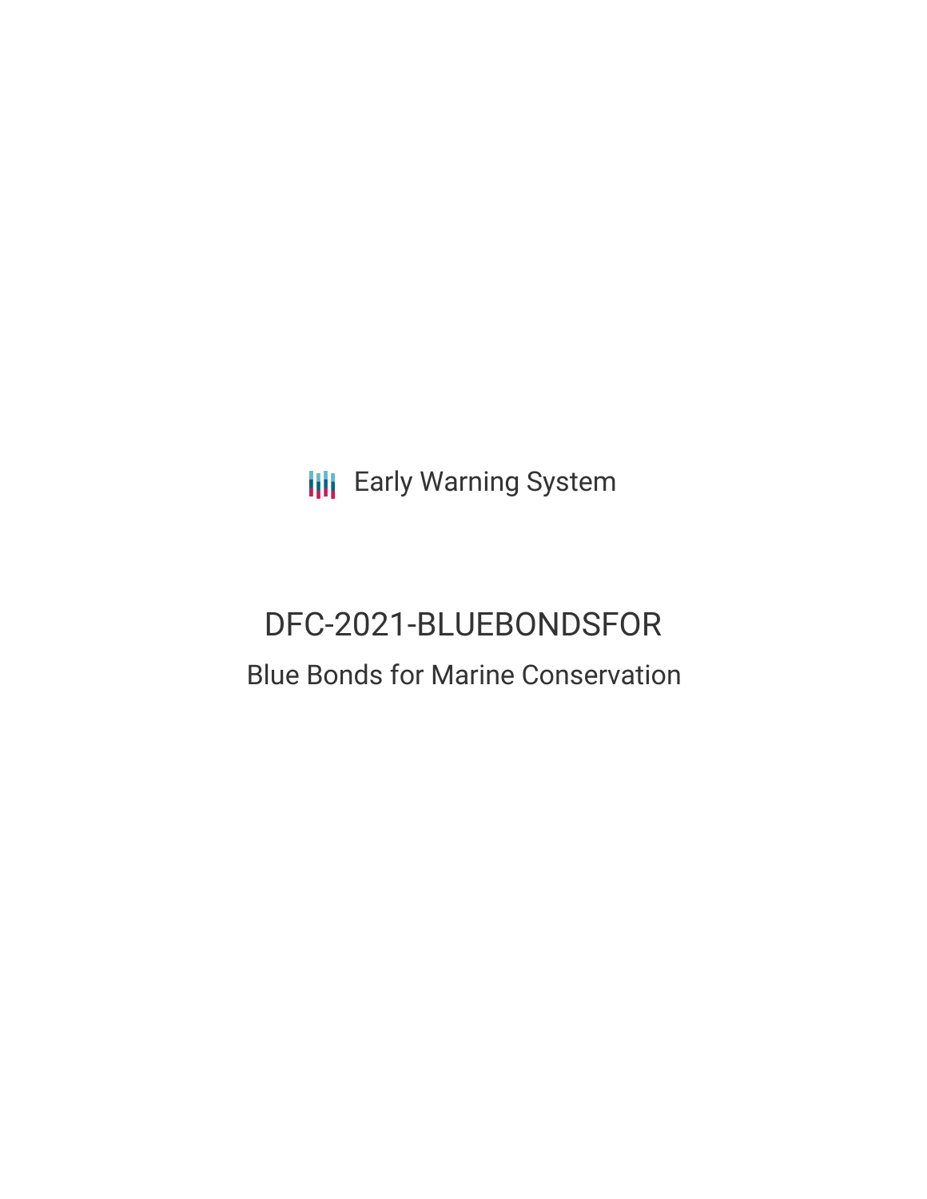Early Warning System

# DFC-2021-BLUEBONDSFOR

## Blue Bonds for Marine Conservation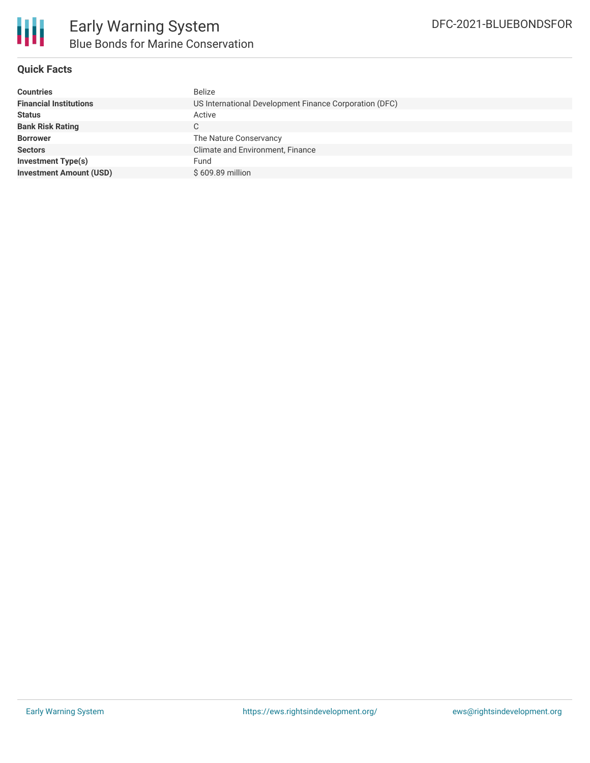# Early Warning System

## Blue Bonds for Marine Conservation

DFC-2021-BLUEBONDSFOR

### Quick Facts

| | |
|---|---|
| **Countries** | Belize |
| **Financial Institutions** | US International Development Finance Corporation (DFC) |
| **Status** | Active |
| **Bank Risk Rating** | C |
| **Borrower** | The Nature Conservancy |
| **Sectors** | Climate and Environment, Finance |
| **Investment Type(s)** | Fund |
| **Investment Amount (USD)** | $ 609.89 million |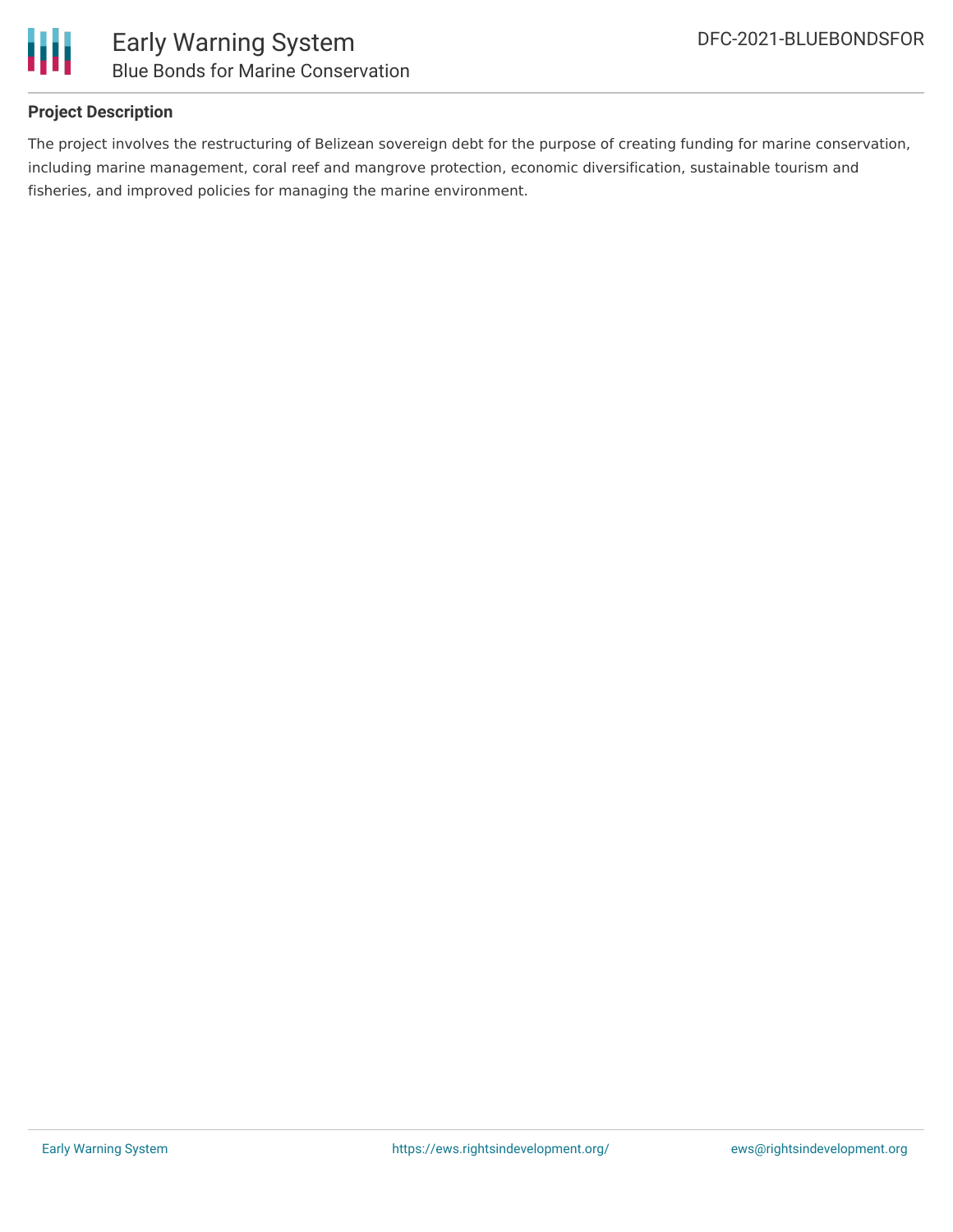## Project Description

The project involves the restructuring of Belizean sovereign debt for the purpose of creating funding for marine conservation, including marine management, coral reef and mangrove protection, economic diversification, sustainable tourism and fisheries, and improved policies for managing the marine environment.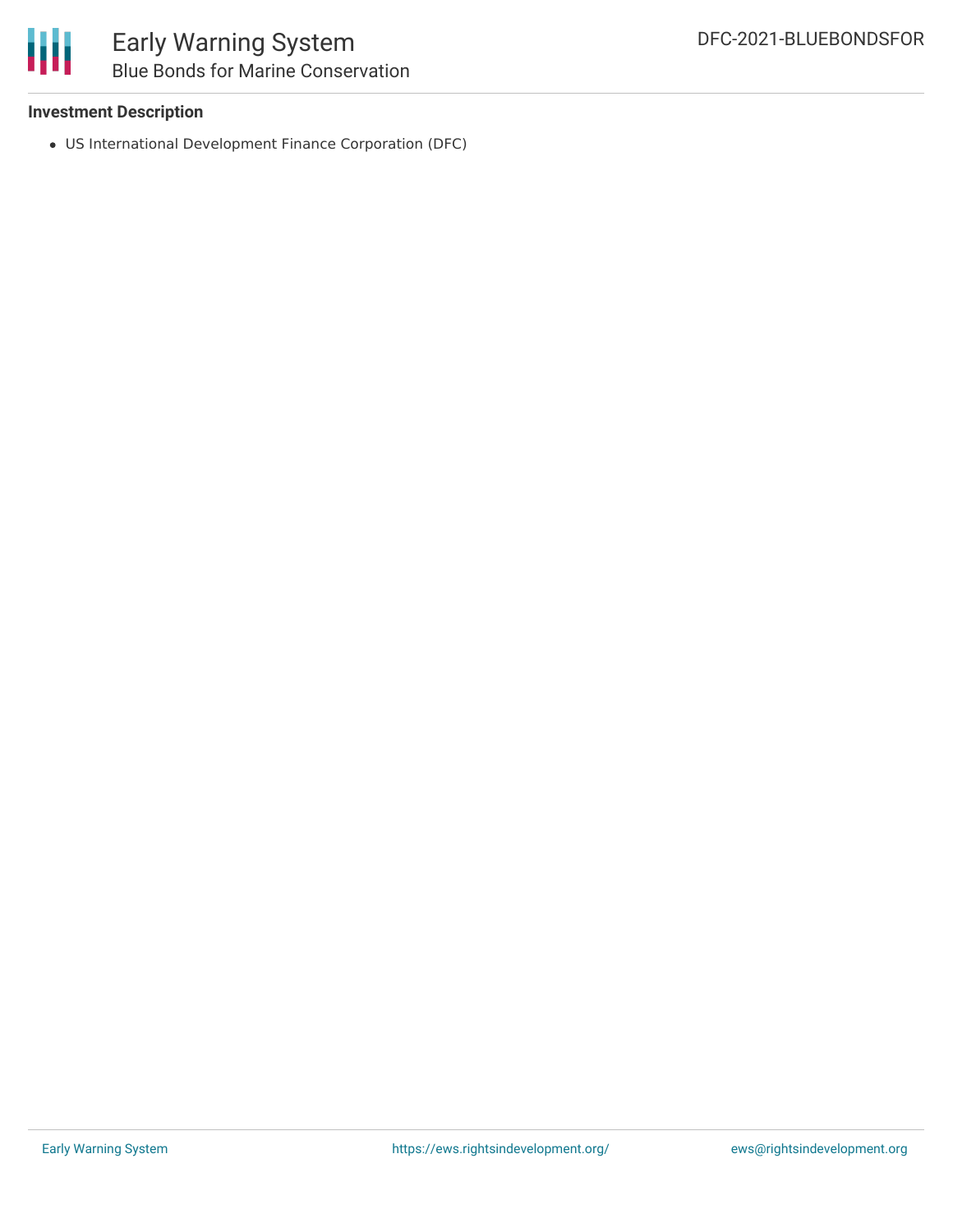**Investment Description**

- US International Development Finance Corporation (DFC)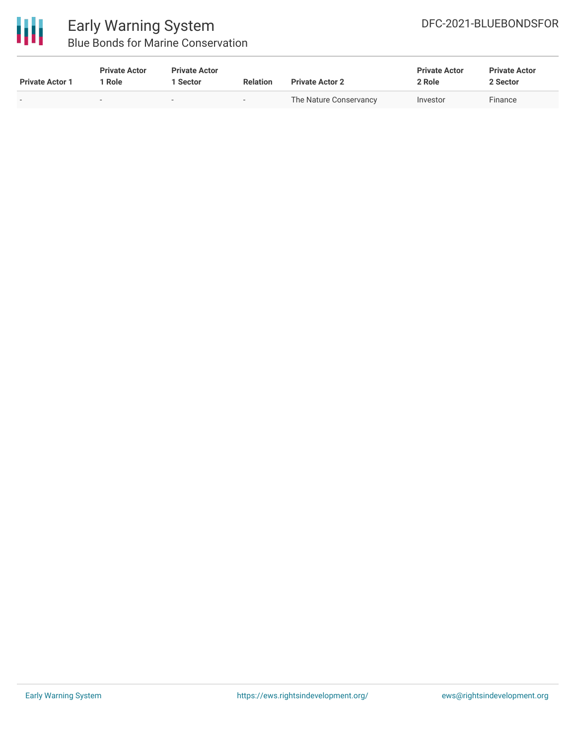| Private Actor 1 | Private Actor 1 Role | Private Actor 1 Sector | Relation | Private Actor 2 | Private Actor 2 Role | Private Actor 2 Sector |
|---|---|---|---|---|---|---|
| - | - | - | - | The Nature Conservancy | Investor | Finance |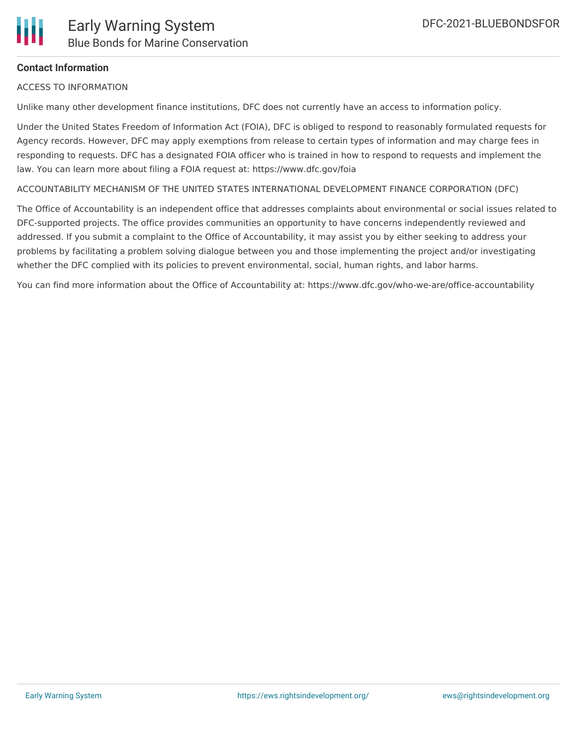**Contact Information**

ACCESS TO INFORMATION

Unlike many other development finance institutions, DFC does not currently have an access to information policy.

Under the United States Freedom of Information Act (FOIA), DFC is obliged to respond to reasonably formulated requests for Agency records. However, DFC may apply exemptions from release to certain types of information and may charge fees in responding to requests. DFC has a designated FOIA officer who is trained in how to respond to requests and implement the law. You can learn more about filing a FOIA request at: https://www.dfc.gov/foia

ACCOUNTABILITY MECHANISM OF THE UNITED STATES INTERNATIONAL DEVELOPMENT FINANCE CORPORATION (DFC)

The Office of Accountability is an independent office that addresses complaints about environmental or social issues related to DFC-supported projects. The office provides communities an opportunity to have concerns independently reviewed and addressed. If you submit a complaint to the Office of Accountability, it may assist you by either seeking to address your problems by facilitating a problem solving dialogue between you and those implementing the project and/or investigating whether the DFC complied with its policies to prevent environmental, social, human rights, and labor harms.

You can find more information about the Office of Accountability at: https://www.dfc.gov/who-we-are/office-accountability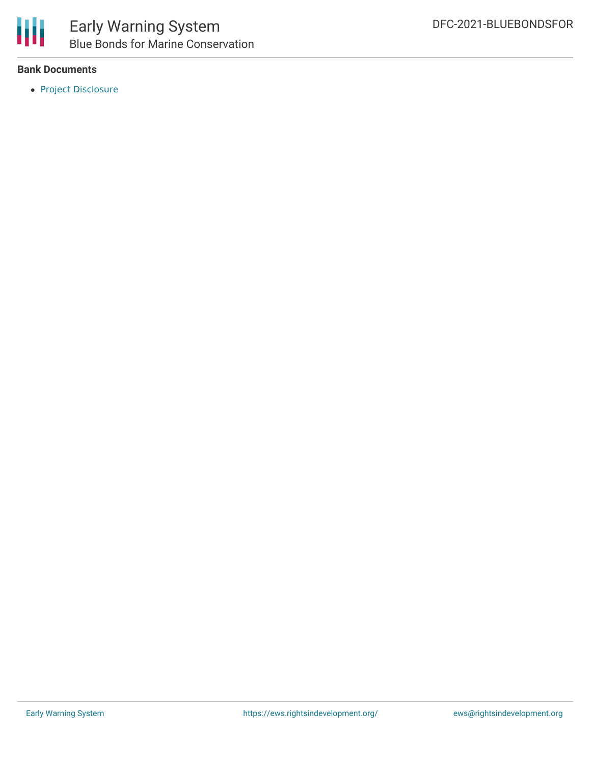**Bank Documents**

- Project Disclosure